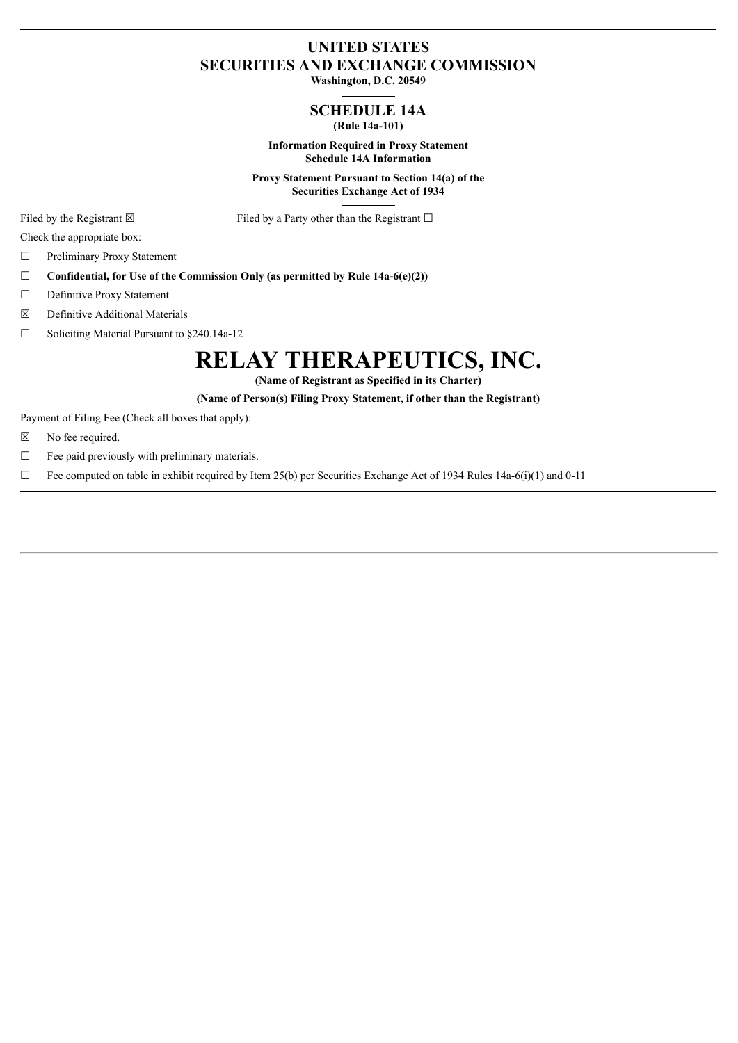# UNITED STATES
# SECURITIES AND EXCHANGE COMMISSION

**Washington, D.C. 20549**

## SCHEDULE 14A

**(Rule 14a-101)**

**Information Required in Proxy Statement**
**Schedule 14A Information**

**Proxy Statement Pursuant to Section 14(a) of the**
**Securities Exchange Act of 1934**

Filed by the Registrant ☒ Filed by a Party other than the Registrant ☐

Check the appropriate box:

☐ Preliminary Proxy Statement

☐ **Confidential, for Use of the Commission Only (as permitted by Rule 14a-6(e)(2))**

☐ Definitive Proxy Statement

☒ Definitive Additional Materials

☐ Soliciting Material Pursuant to §240.14a-12

# RELAY THERAPEUTICS, INC.

**(Name of Registrant as Specified in its Charter)**

**(Name of Person(s) Filing Proxy Statement, if other than the Registrant)**

Payment of Filing Fee (Check all boxes that apply):

☒ No fee required.

☐ Fee paid previously with preliminary materials.

☐ Fee computed on table in exhibit required by Item 25(b) per Securities Exchange Act of 1934 Rules 14a-6(i)(1) and 0-11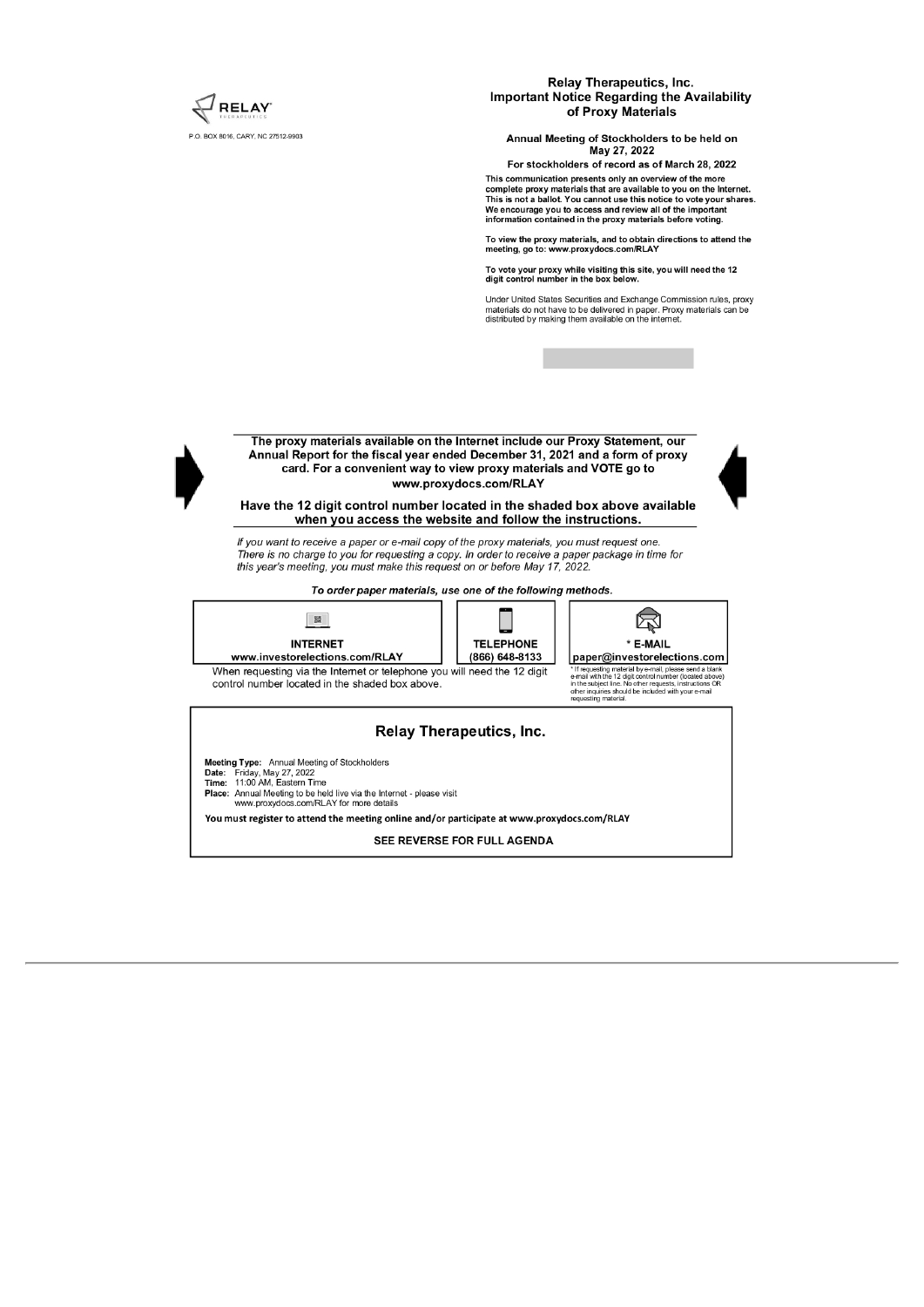RELAY THERAPEUTICS

P.O. BOX 8016, CARY, NC 27512-9903

## Relay Therapeutics, Inc.
## Important Notice Regarding the Availability of Proxy Materials

**Annual Meeting of Stockholders to be held on May 27, 2022**

**For stockholders of record as of March 28, 2022**

**This communication presents only an overview of the more complete proxy materials that are available to you on the Internet. This is not a ballot. You cannot use this notice to vote your shares. We encourage you to access and review all of the important information contained in the proxy materials before voting.**

**To view the proxy materials, and to obtain directions to attend the meeting, go to: www.proxydocs.com/RLAY**

**To vote your proxy while visiting this site, you will need the 12 digit control number in the box below.**

Under United States Securities and Exchange Commission rules, proxy materials do not have to be delivered in paper. Proxy materials can be distributed by making them available on the internet.

**The proxy materials available on the Internet include our Proxy Statement, our Annual Report for the fiscal year ended December 31, 2021 and a form of proxy card. For a convenient way to view proxy materials and VOTE go to www.proxydocs.com/RLAY**

**Have the 12 digit control number located in the shaded box above available when you access the website and follow the instructions.**

*If you want to receive a paper or e-mail copy of the proxy materials, you must request one. There is no charge to you for requesting a copy. In order to receive a paper package in time for this year's meeting, you must make this request on or before May 17, 2022.*

***To order paper materials, use one of the following methods.***

| INTERNET | TELEPHONE | * E-MAIL |
|---|---|---|
| www.investorelections.com/RLAY | (866) 648-8133 | paper@investorelections.com |

When requesting via the Internet or telephone you will need the 12 digit control number located in the shaded box above.

\* If requesting material by e-mail, please send a blank e-mail with the 12 digit control number (located above) in the subject line. No other requests, instructions OR other inquiries should be included with your e-mail requesting material.

## Relay Therapeutics, Inc.

**Meeting Type:** Annual Meeting of Stockholders
**Date:** Friday, May 27, 2022
**Time:** 11:00 AM, Eastern Time
**Place:** Annual Meeting to be held live via the Internet - please visit www.proxydocs.com/RLAY for more details

**You must register to attend the meeting online and/or participate at www.proxydocs.com/RLAY**

**SEE REVERSE FOR FULL AGENDA**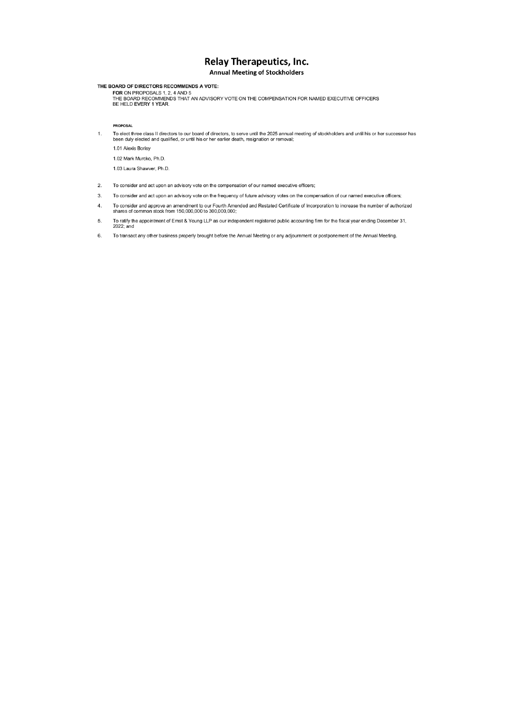# Relay Therapeutics, Inc.

## Annual Meeting of Stockholders

**THE BOARD OF DIRECTORS RECOMMENDS A VOTE:**

**FOR** ON PROPOSALS 1, 2, 4 AND 5

THE BOARD RECOMMENDS THAT AN ADVISORY VOTE ON THE COMPENSATION FOR NAMED EXECUTIVE OFFICERS BE HELD **EVERY 1 YEAR**.

**PROPOSAL**

1. To elect three class II directors to our board of directors, to serve until the 2025 annual meeting of stockholders and until his or her successor has been duly elected and qualified, or until his or her earlier death, resignation or removal;

   1.01 Alexis Borisy

   1.02 Mark Murcko, Ph.D.

   1.03 Laura Shawver, Ph.D.

2. To consider and act upon an advisory vote on the compensation of our named executive officers;
3. To consider and act upon an advisory vote on the frequency of future advisory votes on the compensation of our named executive officers;
4. To consider and approve an amendment to our Fourth Amended and Restated Certificate of Incorporation to increase the number of authorized shares of common stock from 150,000,000 to 300,000,000;
5. To ratify the appointment of Ernst & Young LLP as our independent registered public accounting firm for the fiscal year ending December 31, 2022; and
6. To transact any other business properly brought before the Annual Meeting or any adjournment or postponement of the Annual Meeting.